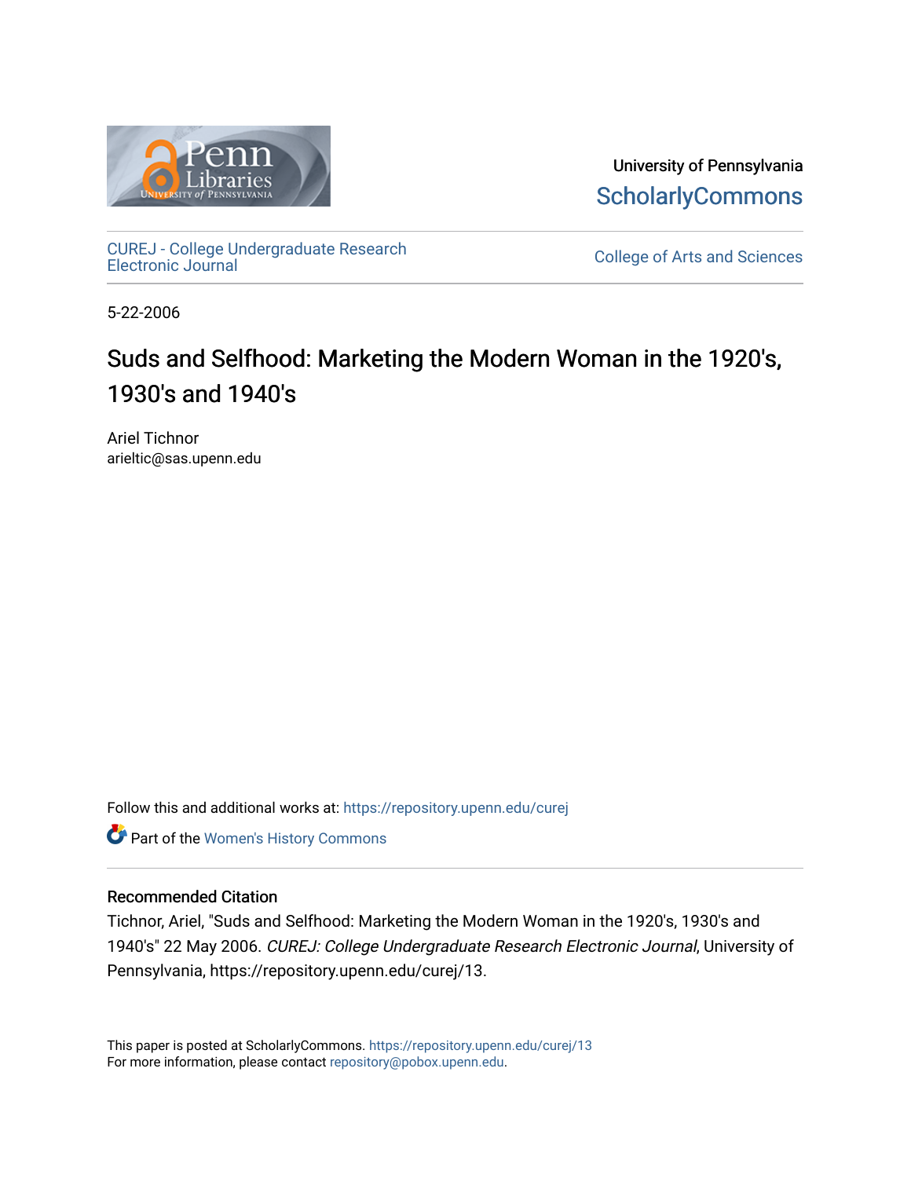University of Pennsylvania
ScholarlyCommons

CUREJ - College Undergraduate Research Electronic Journal

College of Arts and Sciences

5-22-2006

# Suds and Selfhood: Marketing the Modern Woman in the 1920's, 1930's and 1940's

Ariel Tichnor
arieltic@sas.upenn.edu

Follow this and additional works at: https://repository.upenn.edu/curej

Part of the Women's History Commons

## Recommended Citation

Tichnor, Ariel, "Suds and Selfhood: Marketing the Modern Woman in the 1920's, 1930's and 1940's" 22 May 2006. *CUREJ: College Undergraduate Research Electronic Journal*, University of Pennsylvania, https://repository.upenn.edu/curej/13.

This paper is posted at ScholarlyCommons. https://repository.upenn.edu/curej/13
For more information, please contact repository@pobox.upenn.edu.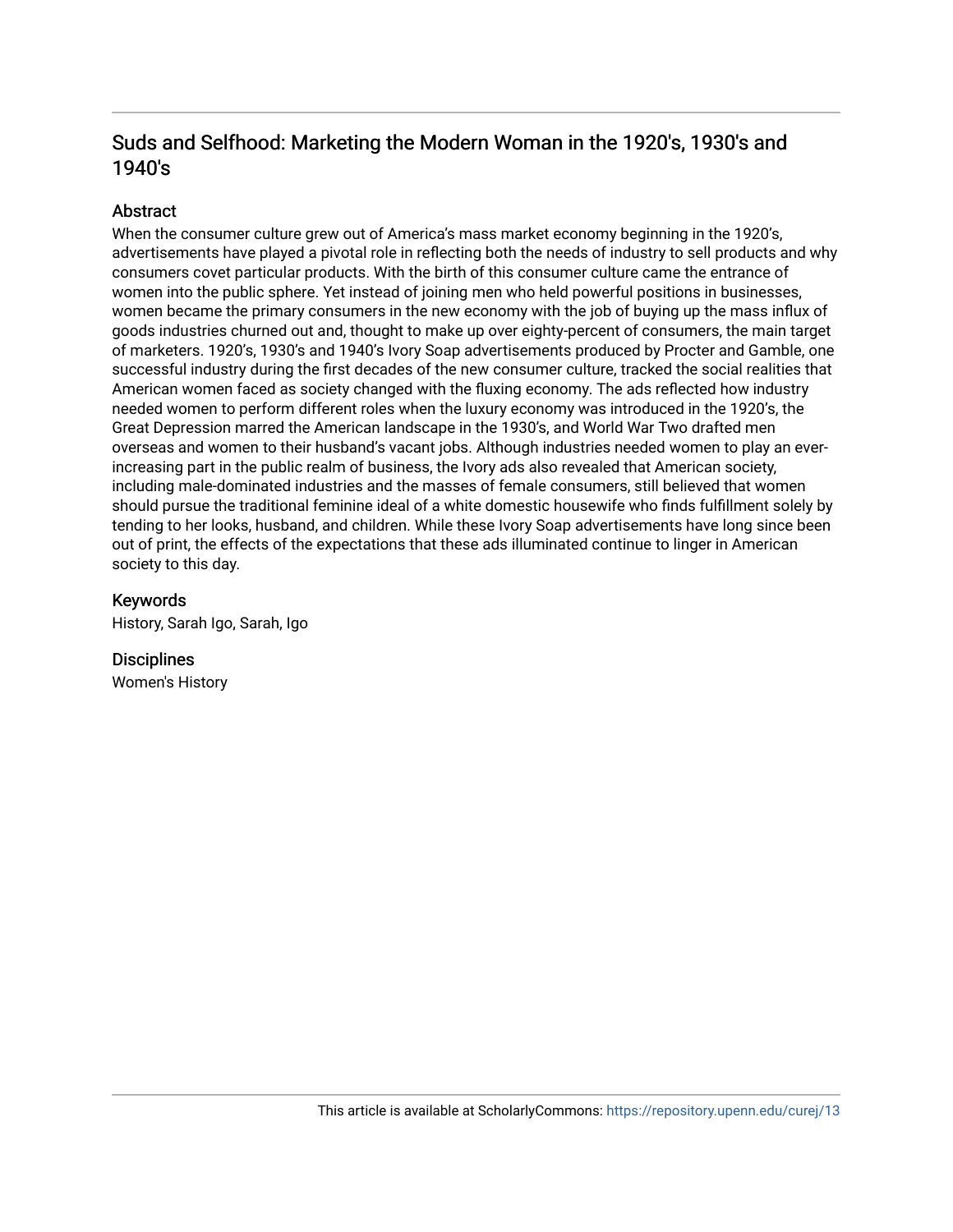## Suds and Selfhood: Marketing the Modern Woman in the 1920's, 1930's and 1940's

### Abstract

When the consumer culture grew out of America's mass market economy beginning in the 1920's, advertisements have played a pivotal role in reflecting both the needs of industry to sell products and why consumers covet particular products. With the birth of this consumer culture came the entrance of women into the public sphere. Yet instead of joining men who held powerful positions in businesses, women became the primary consumers in the new economy with the job of buying up the mass influx of goods industries churned out and, thought to make up over eighty-percent of consumers, the main target of marketers. 1920's, 1930's and 1940's Ivory Soap advertisements produced by Procter and Gamble, one successful industry during the first decades of the new consumer culture, tracked the social realities that American women faced as society changed with the fluxing economy. The ads reflected how industry needed women to perform different roles when the luxury economy was introduced in the 1920's, the Great Depression marred the American landscape in the 1930's, and World War Two drafted men overseas and women to their husband's vacant jobs. Although industries needed women to play an ever-increasing part in the public realm of business, the Ivory ads also revealed that American society, including male-dominated industries and the masses of female consumers, still believed that women should pursue the traditional feminine ideal of a white domestic housewife who finds fulfillment solely by tending to her looks, husband, and children. While these Ivory Soap advertisements have long since been out of print, the effects of the expectations that these ads illuminated continue to linger in American society to this day.

### Keywords

History, Sarah Igo, Sarah, Igo

### Disciplines

Women's History

This article is available at ScholarlyCommons: https://repository.upenn.edu/curej/13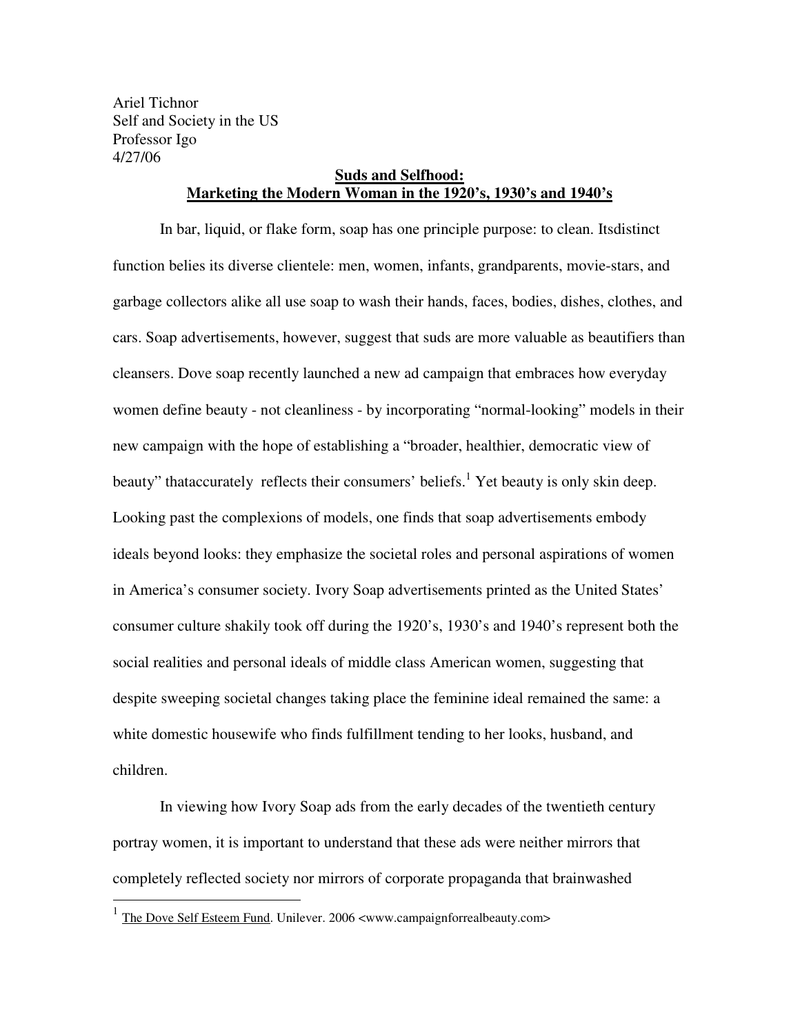Ariel Tichnor
Self and Society in the US
Professor Igo
4/27/06

**Suds and Selfhood:**
**Marketing the Modern Woman in the 1920's, 1930's and 1940's**

In bar, liquid, or flake form, soap has one principle purpose: to clean. Itsdistinct function belies its diverse clientele: men, women, infants, grandparents, movie-stars, and garbage collectors alike all use soap to wash their hands, faces, bodies, dishes, clothes, and cars. Soap advertisements, however, suggest that suds are more valuable as beautifiers than cleansers. Dove soap recently launched a new ad campaign that embraces how everyday women define beauty - not cleanliness - by incorporating "normal-looking" models in their new campaign with the hope of establishing a "broader, healthier, democratic view of beauty" thataccurately reflects their consumers' beliefs.[1] Yet beauty is only skin deep. Looking past the complexions of models, one finds that soap advertisements embody ideals beyond looks: they emphasize the societal roles and personal aspirations of women in America's consumer society. Ivory Soap advertisements printed as the United States' consumer culture shakily took off during the 1920's, 1930's and 1940's represent both the social realities and personal ideals of middle class American women, suggesting that despite sweeping societal changes taking place the feminine ideal remained the same: a white domestic housewife who finds fulfillment tending to her looks, husband, and children.

In viewing how Ivory Soap ads from the early decades of the twentieth century portray women, it is important to understand that these ads were neither mirrors that completely reflected society nor mirrors of corporate propaganda that brainwashed

[1] The Dove Self Esteem Fund. Unilever. 2006 <www.campaignforrealbeauty.com>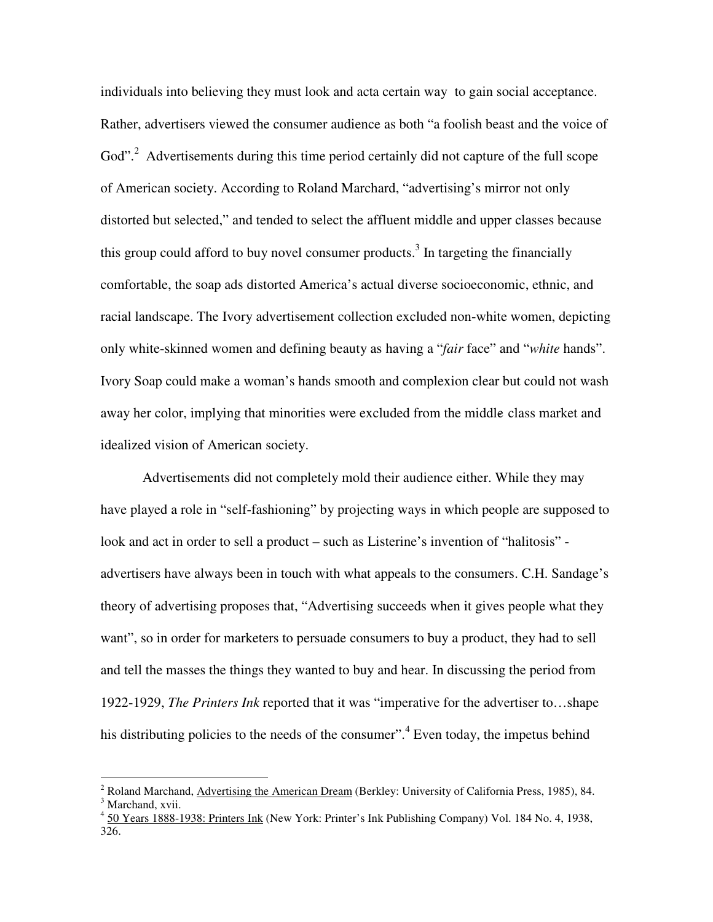individuals into believing they must look and acta certain way to gain social acceptance. Rather, advertisers viewed the consumer audience as both "a foolish beast and the voice of God".[2] Advertisements during this time period certainly did not capture of the full scope of American society. According to Roland Marchard, "advertising's mirror not only distorted but selected," and tended to select the affluent middle and upper classes because this group could afford to buy novel consumer products.[3] In targeting the financially comfortable, the soap ads distorted America's actual diverse socioeconomic, ethnic, and racial landscape. The Ivory advertisement collection excluded non-white women, depicting only white-skinned women and defining beauty as having a "*fair* face" and "*white* hands". Ivory Soap could make a woman's hands smooth and complexion clear but could not wash away her color, implying that minorities were excluded from the middle class market and idealized vision of American society.

Advertisements did not completely mold their audience either. While they may have played a role in "self-fashioning" by projecting ways in which people are supposed to look and act in order to sell a product – such as Listerine's invention of "halitosis" - advertisers have always been in touch with what appeals to the consumers. C.H. Sandage's theory of advertising proposes that, "Advertising succeeds when it gives people what they want", so in order for marketers to persuade consumers to buy a product, they had to sell and tell the masses the things they wanted to buy and hear. In discussing the period from 1922-1929, *The Printers Ink* reported that it was "imperative for the advertiser to…shape his distributing policies to the needs of the consumer".[4] Even today, the impetus behind

---

[2] Roland Marchand, Advertising the American Dream (Berkley: University of California Press, 1985), 84.
[3] Marchand, xvii.
[4] 50 Years 1888-1938: Printers Ink (New York: Printer's Ink Publishing Company) Vol. 184 No. 4, 1938, 326.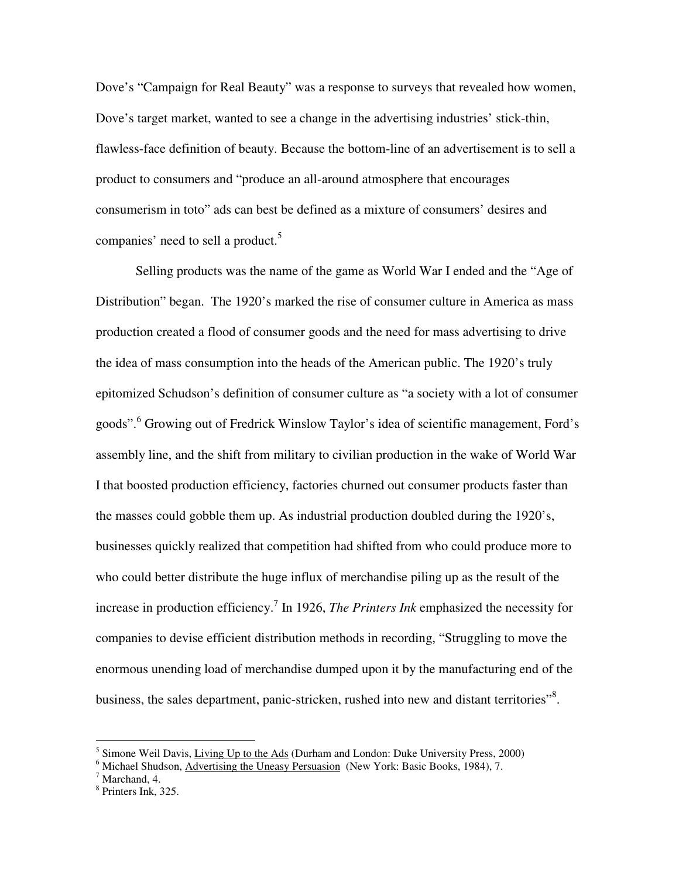Dove's "Campaign for Real Beauty" was a response to surveys that revealed how women, Dove's target market, wanted to see a change in the advertising industries' stick-thin, flawless-face definition of beauty. Because the bottom-line of an advertisement is to sell a product to consumers and "produce an all-around atmosphere that encourages consumerism in toto" ads can best be defined as a mixture of consumers' desires and companies' need to sell a product.[5]

Selling products was the name of the game as World War I ended and the "Age of Distribution" began. The 1920's marked the rise of consumer culture in America as mass production created a flood of consumer goods and the need for mass advertising to drive the idea of mass consumption into the heads of the American public. The 1920's truly epitomized Schudson's definition of consumer culture as "a society with a lot of consumer goods".[6] Growing out of Fredrick Winslow Taylor's idea of scientific management, Ford's assembly line, and the shift from military to civilian production in the wake of World War I that boosted production efficiency, factories churned out consumer products faster than the masses could gobble them up. As industrial production doubled during the 1920's, businesses quickly realized that competition had shifted from who could produce more to who could better distribute the huge influx of merchandise piling up as the result of the increase in production efficiency.[7] In 1926, *The Printers Ink* emphasized the necessity for companies to devise efficient distribution methods in recording, "Struggling to move the enormous unending load of merchandise dumped upon it by the manufacturing end of the business, the sales department, panic-stricken, rushed into new and distant territories"[8].

---

[5] Simone Weil Davis, Living Up to the Ads (Durham and London: Duke University Press, 2000)

[6] Michael Shudson, Advertising the Uneasy Persuasion (New York: Basic Books, 1984), 7.

[7] Marchand, 4.

[8] Printers Ink, 325.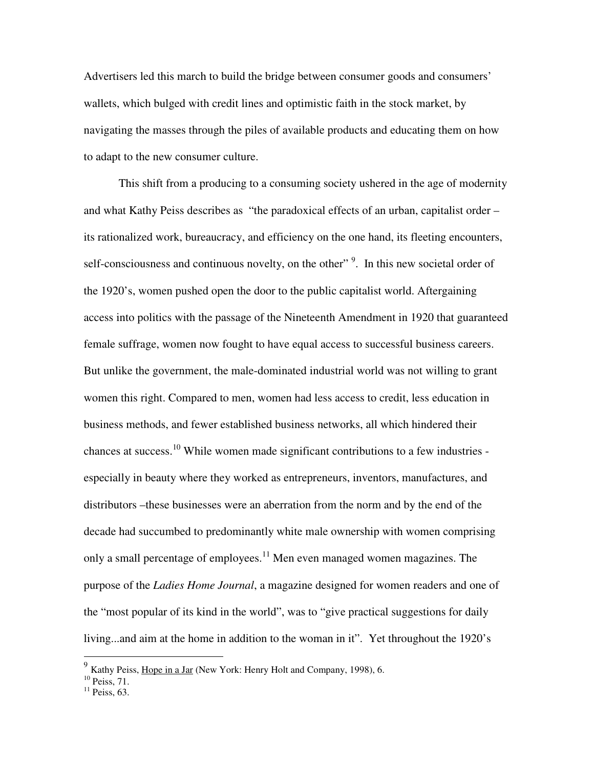Advertisers led this march to build the bridge between consumer goods and consumers' wallets, which bulged with credit lines and optimistic faith in the stock market, by navigating the masses through the piles of available products and educating them on how to adapt to the new consumer culture.

This shift from a producing to a consuming society ushered in the age of modernity and what Kathy Peiss describes as "the paradoxical effects of an urban, capitalist order – its rationalized work, bureaucracy, and efficiency on the one hand, its fleeting encounters, self-consciousness and continuous novelty, on the other" [9]. In this new societal order of the 1920's, women pushed open the door to the public capitalist world. Aftergaining access into politics with the passage of the Nineteenth Amendment in 1920 that guaranteed female suffrage, women now fought to have equal access to successful business careers. But unlike the government, the male-dominated industrial world was not willing to grant women this right. Compared to men, women had less access to credit, less education in business methods, and fewer established business networks, all which hindered their chances at success.[10] While women made significant contributions to a few industries - especially in beauty where they worked as entrepreneurs, inventors, manufactures, and distributors –these businesses were an aberration from the norm and by the end of the decade had succumbed to predominantly white male ownership with women comprising only a small percentage of employees.[11] Men even managed women magazines. The purpose of the *Ladies Home Journal*, a magazine designed for women readers and one of the "most popular of its kind in the world", was to "give practical suggestions for daily living...and aim at the home in addition to the woman in it". Yet throughout the 1920's

---

[9] Kathy Peiss, Hope in a Jar (New York: Henry Holt and Company, 1998), 6.
[10] Peiss, 71.
[11] Peiss, 63.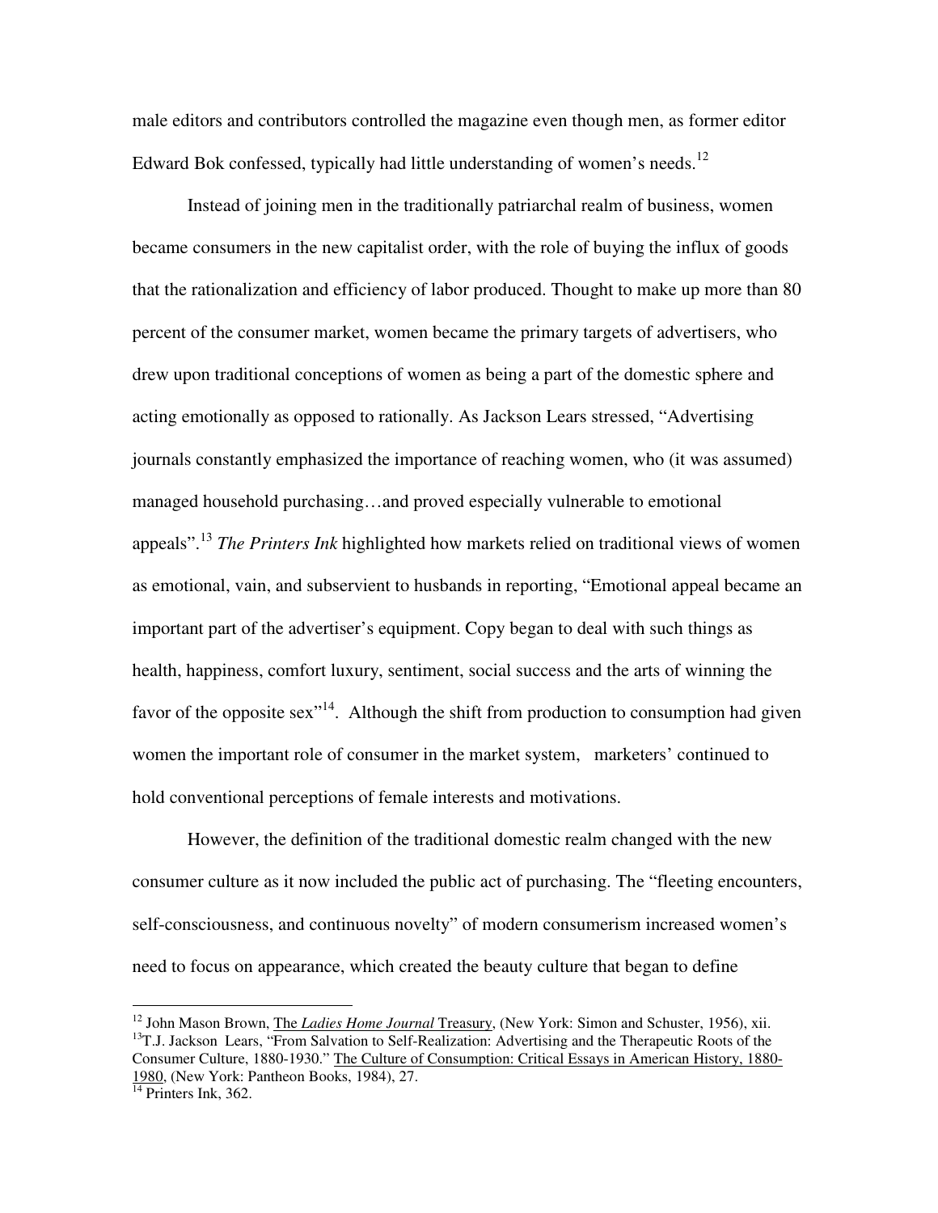male editors and contributors controlled the magazine even though men, as former editor Edward Bok confessed, typically had little understanding of women's needs.[12]

Instead of joining men in the traditionally patriarchal realm of business, women became consumers in the new capitalist order, with the role of buying the influx of goods that the rationalization and efficiency of labor produced. Thought to make up more than 80 percent of the consumer market, women became the primary targets of advertisers, who drew upon traditional conceptions of women as being a part of the domestic sphere and acting emotionally as opposed to rationally. As Jackson Lears stressed, "Advertising journals constantly emphasized the importance of reaching women, who (it was assumed) managed household purchasing…and proved especially vulnerable to emotional appeals".[13] *The Printers Ink* highlighted how markets relied on traditional views of women as emotional, vain, and subservient to husbands in reporting, "Emotional appeal became an important part of the advertiser's equipment. Copy began to deal with such things as health, happiness, comfort luxury, sentiment, social success and the arts of winning the favor of the opposite sex"[14]. Although the shift from production to consumption had given women the important role of consumer in the market system, marketers' continued to hold conventional perceptions of female interests and motivations.

However, the definition of the traditional domestic realm changed with the new consumer culture as it now included the public act of purchasing. The "fleeting encounters, self-consciousness, and continuous novelty" of modern consumerism increased women's need to focus on appearance, which created the beauty culture that began to define

---

[12] John Mason Brown, The *Ladies Home Journal* Treasury, (New York: Simon and Schuster, 1956), xii.

[13] T.J. Jackson Lears, "From Salvation to Self-Realization: Advertising and the Therapeutic Roots of the Consumer Culture, 1880-1930." The Culture of Consumption: Critical Essays in American History, 1880-1980, (New York: Pantheon Books, 1984), 27.

[14] Printers Ink, 362.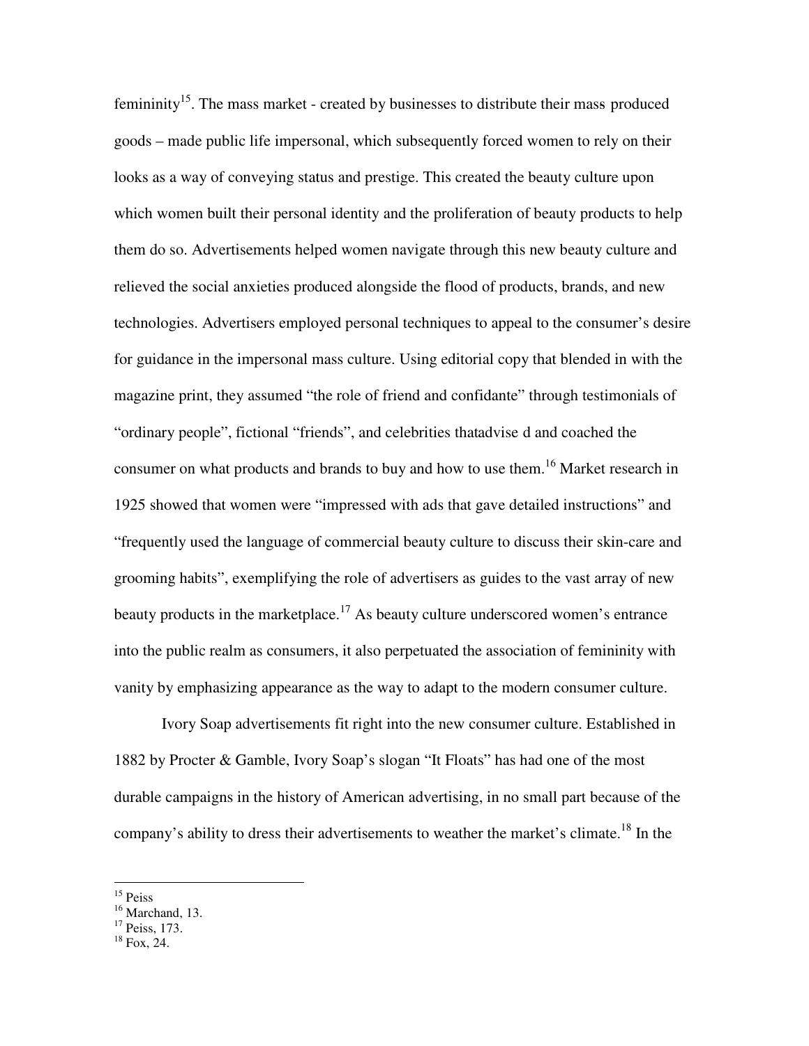femininity[15]. The mass market - created by businesses to distribute their mass produced goods – made public life impersonal, which subsequently forced women to rely on their looks as a way of conveying status and prestige. This created the beauty culture upon which women built their personal identity and the proliferation of beauty products to help them do so. Advertisements helped women navigate through this new beauty culture and relieved the social anxieties produced alongside the flood of products, brands, and new technologies. Advertisers employed personal techniques to appeal to the consumer's desire for guidance in the impersonal mass culture. Using editorial copy that blended in with the magazine print, they assumed "the role of friend and confidante" through testimonials of "ordinary people", fictional "friends", and celebrities thatadvise d and coached the consumer on what products and brands to buy and how to use them.[16] Market research in 1925 showed that women were "impressed with ads that gave detailed instructions" and "frequently used the language of commercial beauty culture to discuss their skin-care and grooming habits", exemplifying the role of advertisers as guides to the vast array of new beauty products in the marketplace.[17] As beauty culture underscored women's entrance into the public realm as consumers, it also perpetuated the association of femininity with vanity by emphasizing appearance as the way to adapt to the modern consumer culture.

Ivory Soap advertisements fit right into the new consumer culture. Established in 1882 by Procter & Gamble, Ivory Soap's slogan "It Floats" has had one of the most durable campaigns in the history of American advertising, in no small part because of the company's ability to dress their advertisements to weather the market's climate.[18] In the

---

[15] Peiss
[16] Marchand, 13.
[17] Peiss, 173.
[18] Fox, 24.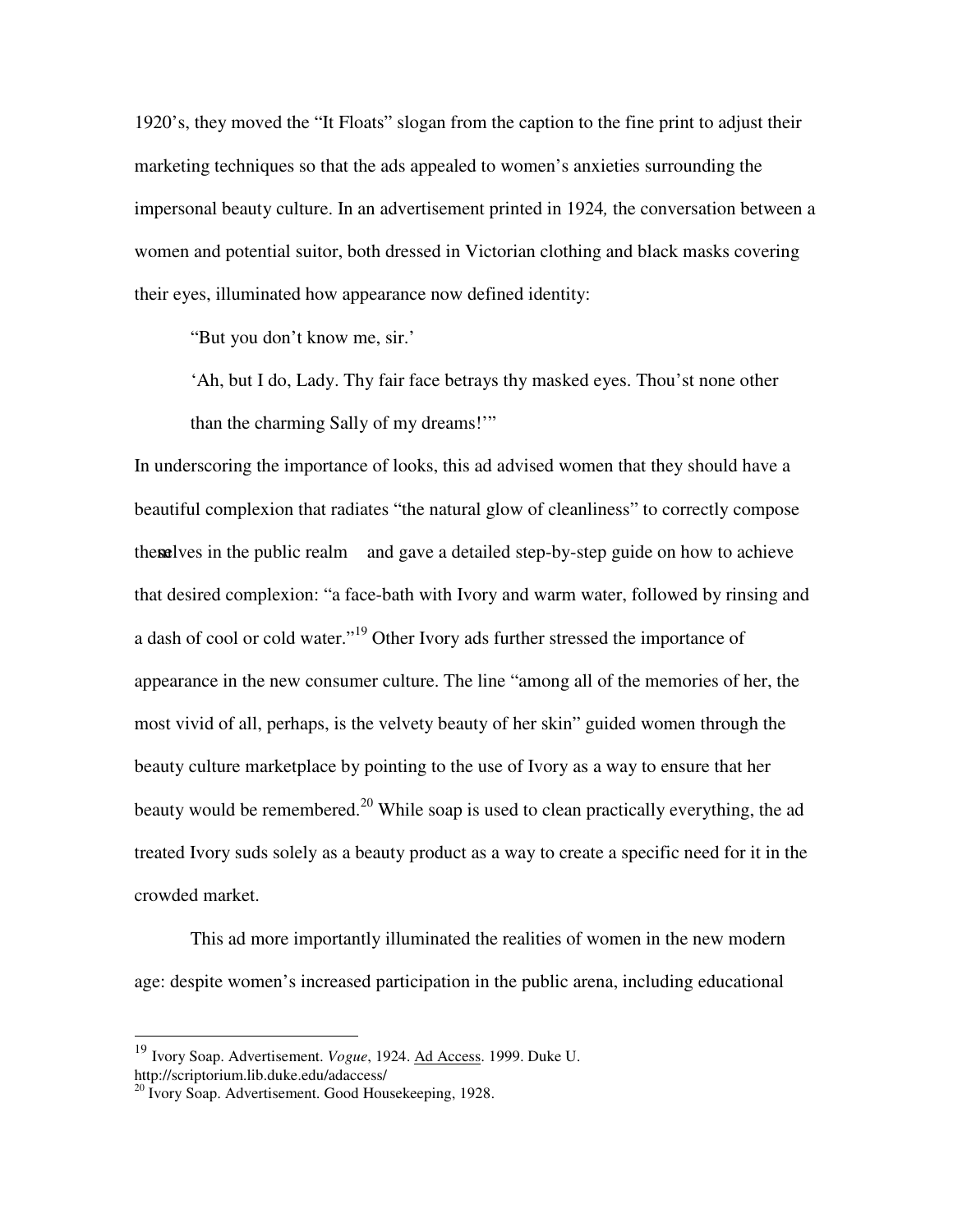1920's, they moved the "It Floats" slogan from the caption to the fine print to adjust their marketing techniques so that the ads appealed to women's anxieties surrounding the impersonal beauty culture. In an advertisement printed in 1924, the conversation between a women and potential suitor, both dressed in Victorian clothing and black masks covering their eyes, illuminated how appearance now defined identity:

> "But you don't know me, sir.'
>
> 'Ah, but I do, Lady. Thy fair face betrays thy masked eyes. Thou'st none other than the charming Sally of my dreams!'"

In underscoring the importance of looks, this ad advised women that they should have a beautiful complexion that radiates "the natural glow of cleanliness" to correctly compose themselves in the public realm and gave a detailed step-by-step guide on how to achieve that desired complexion: "a face-bath with Ivory and warm water, followed by rinsing and a dash of cool or cold water."[19] Other Ivory ads further stressed the importance of appearance in the new consumer culture. The line "among all of the memories of her, the most vivid of all, perhaps, is the velvety beauty of her skin" guided women through the beauty culture marketplace by pointing to the use of Ivory as a way to ensure that her beauty would be remembered.[20] While soap is used to clean practically everything, the ad treated Ivory suds solely as a beauty product as a way to create a specific need for it in the crowded market.

This ad more importantly illuminated the realities of women in the new modern age: despite women's increased participation in the public arena, including educational

---

[19] Ivory Soap. Advertisement. *Vogue*, 1924. Ad Access. 1999. Duke U. http://scriptorium.lib.duke.edu/adaccess/

[20] Ivory Soap. Advertisement. Good Housekeeping, 1928.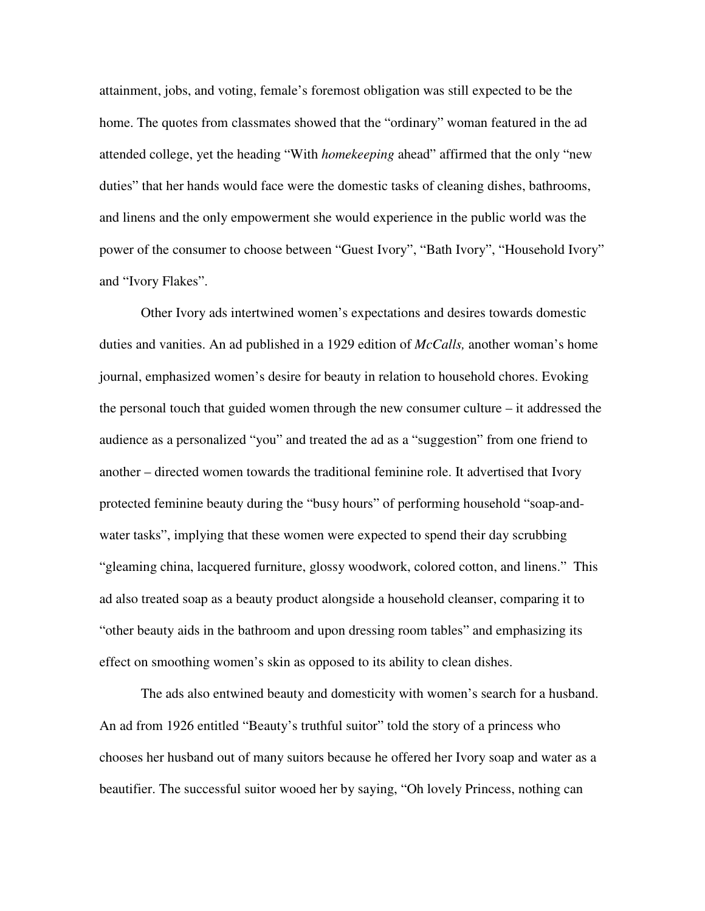attainment, jobs, and voting, female's foremost obligation was still expected to be the home. The quotes from classmates showed that the "ordinary" woman featured in the ad attended college, yet the heading "With *homekeeping* ahead" affirmed that the only "new duties" that her hands would face were the domestic tasks of cleaning dishes, bathrooms, and linens and the only empowerment she would experience in the public world was the power of the consumer to choose between "Guest Ivory", "Bath Ivory", "Household Ivory" and "Ivory Flakes".

Other Ivory ads intertwined women's expectations and desires towards domestic duties and vanities. An ad published in a 1929 edition of *McCalls,* another woman's home journal, emphasized women's desire for beauty in relation to household chores. Evoking the personal touch that guided women through the new consumer culture – it addressed the audience as a personalized "you" and treated the ad as a "suggestion" from one friend to another – directed women towards the traditional feminine role. It advertised that Ivory protected feminine beauty during the "busy hours" of performing household "soap-and-water tasks", implying that these women were expected to spend their day scrubbing "gleaming china, lacquered furniture, glossy woodwork, colored cotton, and linens." This ad also treated soap as a beauty product alongside a household cleanser, comparing it to "other beauty aids in the bathroom and upon dressing room tables" and emphasizing its effect on smoothing women's skin as opposed to its ability to clean dishes.

The ads also entwined beauty and domesticity with women's search for a husband. An ad from 1926 entitled "Beauty's truthful suitor" told the story of a princess who chooses her husband out of many suitors because he offered her Ivory soap and water as a beautifier. The successful suitor wooed her by saying, "Oh lovely Princess, nothing can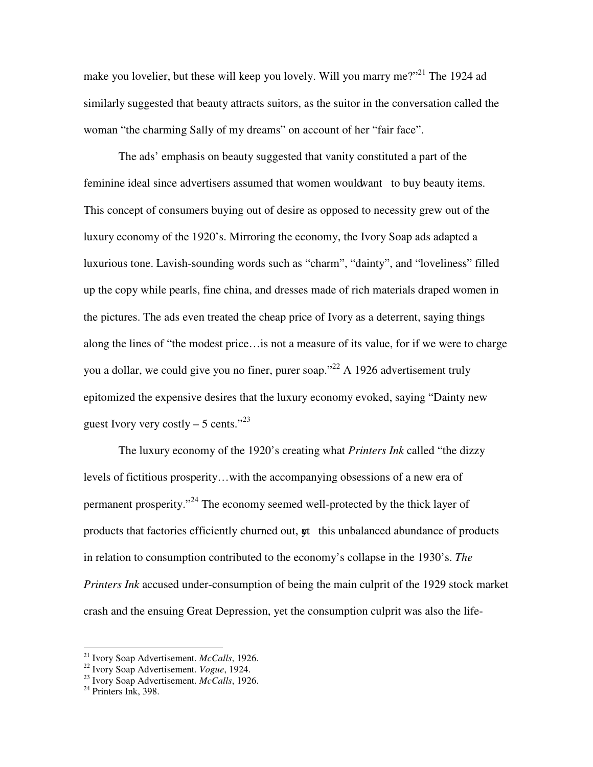make you lovelier, but these will keep you lovely. Will you marry me?"[21] The 1924 ad similarly suggested that beauty attracts suitors, as the suitor in the conversation called the woman "the charming Sally of my dreams" on account of her "fair face".

The ads' emphasis on beauty suggested that vanity constituted a part of the feminine ideal since advertisers assumed that women would *want* to buy beauty items. This concept of consumers buying out of desire as opposed to necessity grew out of the luxury economy of the 1920's. Mirroring the economy, the Ivory Soap ads adapted a luxurious tone. Lavish-sounding words such as "charm", "dainty", and "loveliness" filled up the copy while pearls, fine china, and dresses made of rich materials draped women in the pictures. The ads even treated the cheap price of Ivory as a deterrent, saying things along the lines of "the modest price…is not a measure of its value, for if we were to charge you a dollar, we could give you no finer, purer soap."[22] A 1926 advertisement truly epitomized the expensive desires that the luxury economy evoked, saying "Dainty new guest Ivory very costly – 5 cents."[23]

The luxury economy of the 1920's creating what *Printers Ink* called "the dizzy levels of fictitious prosperity…with the accompanying obsessions of a new era of permanent prosperity."[24] The economy seemed well-protected by the thick layer of products that factories efficiently churned out, *yet* this unbalanced abundance of products in relation to consumption contributed to the economy's collapse in the 1930's. *The Printers Ink* accused under-consumption of being the main culprit of the 1929 stock market crash and the ensuing Great Depression, yet the consumption culprit was also the life-

---

[21] Ivory Soap Advertisement. *McCalls*, 1926.
[22] Ivory Soap Advertisement. *Vogue*, 1924.
[23] Ivory Soap Advertisement. *McCalls*, 1926.
[24] Printers Ink, 398.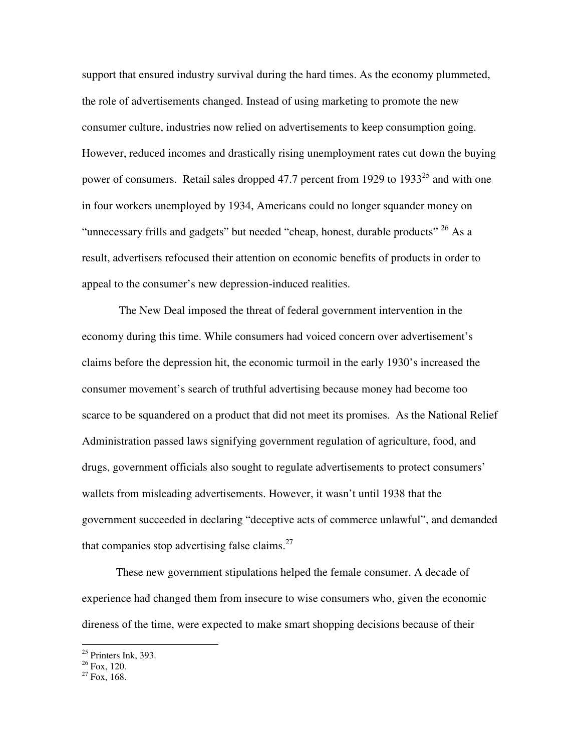support that ensured industry survival during the hard times. As the economy plummeted, the role of advertisements changed. Instead of using marketing to promote the new consumer culture, industries now relied on advertisements to keep consumption going. However, reduced incomes and drastically rising unemployment rates cut down the buying power of consumers. Retail sales dropped 47.7 percent from 1929 to 1933[25] and with one in four workers unemployed by 1934, Americans could no longer squander money on "unnecessary frills and gadgets" but needed "cheap, honest, durable products" [26] As a result, advertisers refocused their attention on economic benefits of products in order to appeal to the consumer's new depression-induced realities.

The New Deal imposed the threat of federal government intervention in the economy during this time. While consumers had voiced concern over advertisement's claims before the depression hit, the economic turmoil in the early 1930's increased the consumer movement's search of truthful advertising because money had become too scarce to be squandered on a product that did not meet its promises. As the National Relief Administration passed laws signifying government regulation of agriculture, food, and drugs, government officials also sought to regulate advertisements to protect consumers' wallets from misleading advertisements. However, it wasn't until 1938 that the government succeeded in declaring "deceptive acts of commerce unlawful", and demanded that companies stop advertising false claims.[27]

These new government stipulations helped the female consumer. A decade of experience had changed them from insecure to wise consumers who, given the economic direness of the time, were expected to make smart shopping decisions because of their

---

[25] Printers Ink, 393.
[26] Fox, 120.
[27] Fox, 168.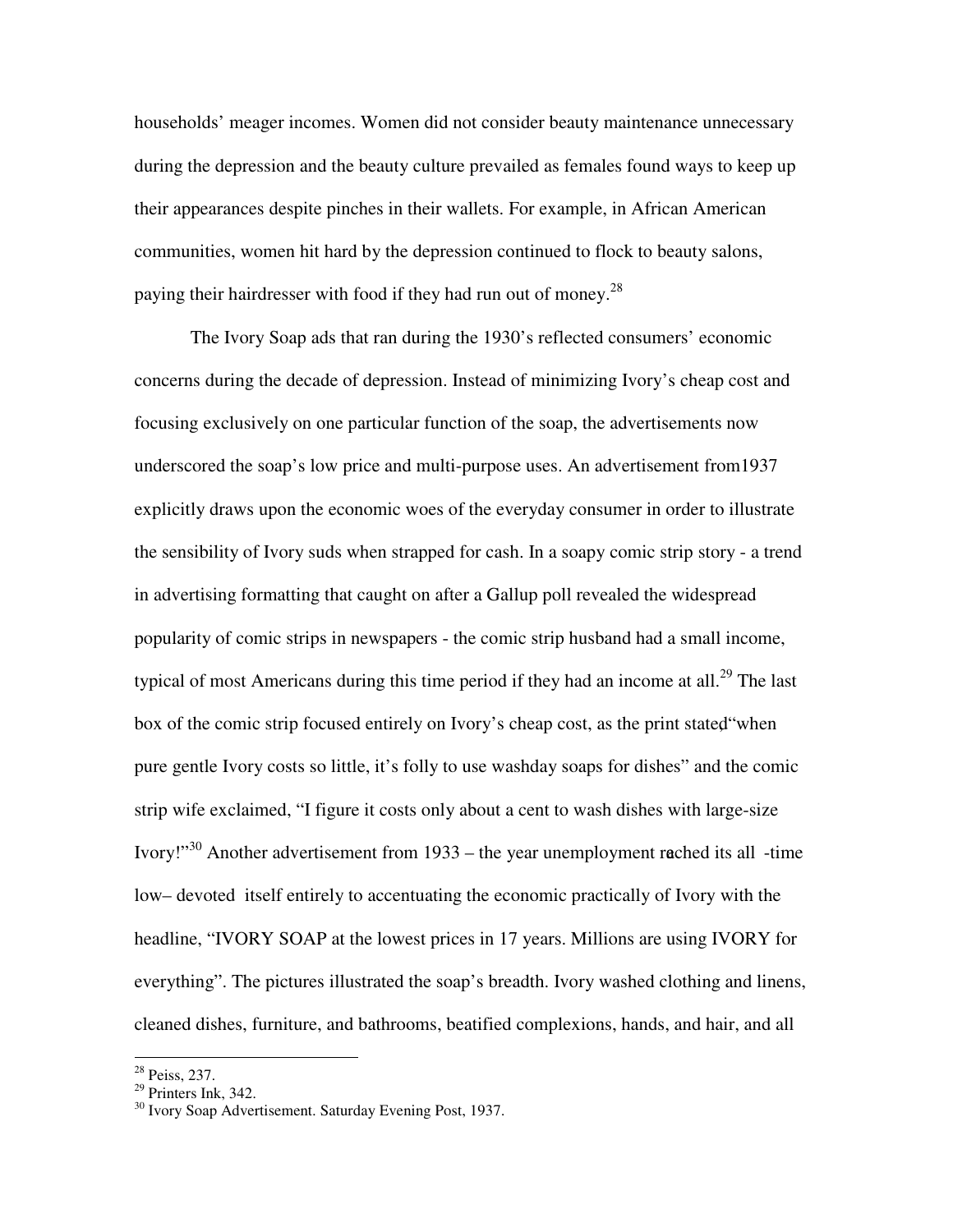households' meager incomes. Women did not consider beauty maintenance unnecessary during the depression and the beauty culture prevailed as females found ways to keep up their appearances despite pinches in their wallets. For example, in African American communities, women hit hard by the depression continued to flock to beauty salons, paying their hairdresser with food if they had run out of money.[28]

The Ivory Soap ads that ran during the 1930's reflected consumers' economic concerns during the decade of depression. Instead of minimizing Ivory's cheap cost and focusing exclusively on one particular function of the soap, the advertisements now underscored the soap's low price and multi-purpose uses. An advertisement from1937 explicitly draws upon the economic woes of the everyday consumer in order to illustrate the sensibility of Ivory suds when strapped for cash. In a soapy comic strip story - a trend in advertising formatting that caught on after a Gallup poll revealed the widespread popularity of comic strips in newspapers - the comic strip husband had a small income, typical of most Americans during this time period if they had an income at all.[29] The last box of the comic strip focused entirely on Ivory's cheap cost, as the print stated, "when pure gentle Ivory costs so little, it's folly to use washday soaps for dishes" and the comic strip wife exclaimed, "I figure it costs only about a cent to wash dishes with large-size Ivory!"[30] Another advertisement from 1933 – the year unemployment reached its all -time low– devoted itself entirely to accentuating the economic practically of Ivory with the headline, "IVORY SOAP at the lowest prices in 17 years. Millions are using IVORY for everything". The pictures illustrated the soap's breadth. Ivory washed clothing and linens, cleaned dishes, furniture, and bathrooms, beatified complexions, hands, and hair, and all

---

[28] Peiss, 237.
[29] Printers Ink, 342.
[30] Ivory Soap Advertisement. Saturday Evening Post, 1937.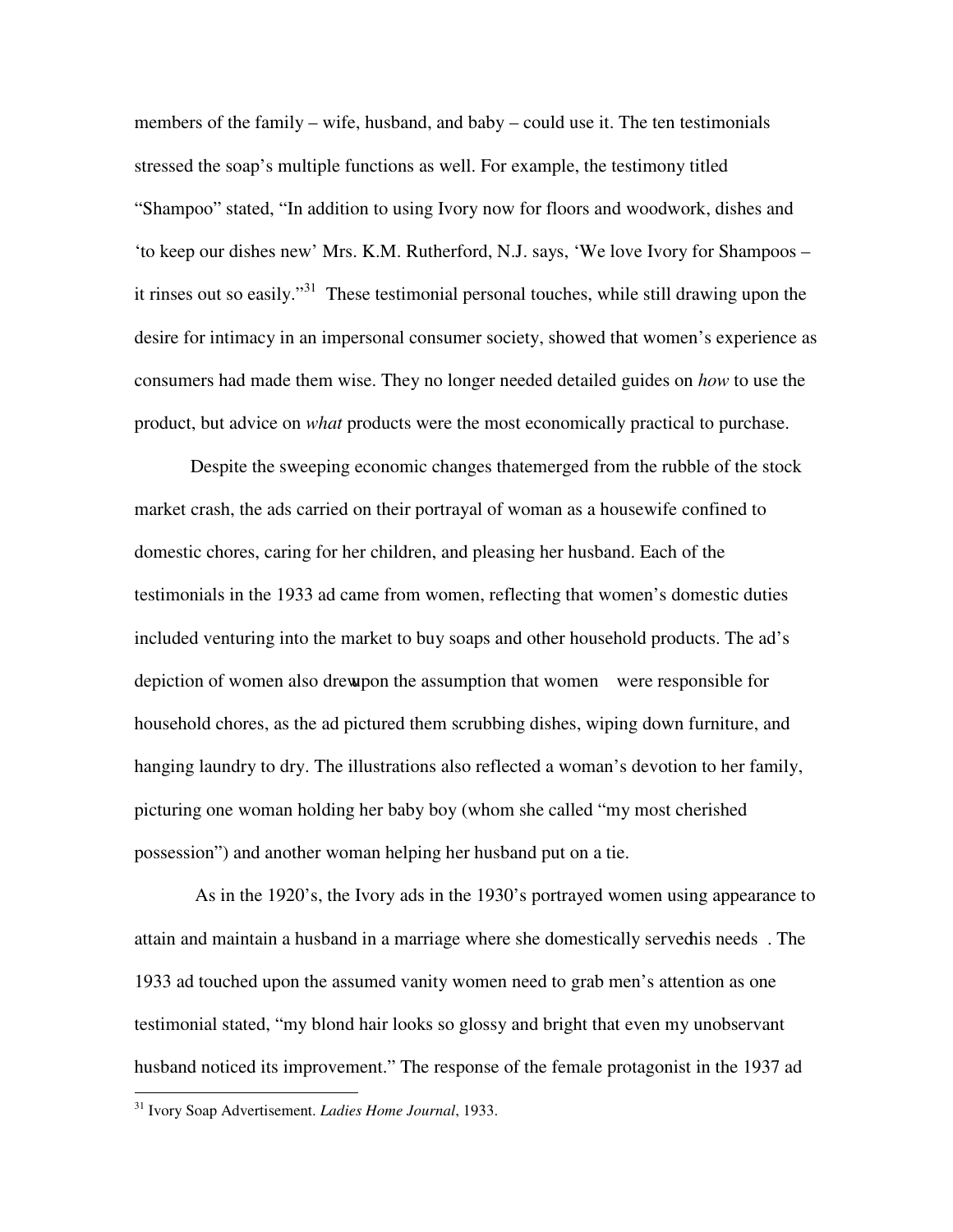members of the family – wife, husband, and baby – could use it. The ten testimonials stressed the soap's multiple functions as well. For example, the testimony titled "Shampoo" stated, "In addition to using Ivory now for floors and woodwork, dishes and 'to keep our dishes new' Mrs. K.M. Rutherford, N.J. says, 'We love Ivory for Shampoos – it rinses out so easily."[31] These testimonial personal touches, while still drawing upon the desire for intimacy in an impersonal consumer society, showed that women's experience as consumers had made them wise. They no longer needed detailed guides on *how* to use the product, but advice on *what* products were the most economically practical to purchase.

Despite the sweeping economic changes thatemerged from the rubble of the stock market crash, the ads carried on their portrayal of woman as a housewife confined to domestic chores, caring for her children, and pleasing her husband. Each of the testimonials in the 1933 ad came from women, reflecting that women's domestic duties included venturing into the market to buy soaps and other household products. The ad's depiction of women also drewupon the assumption that women were responsible for household chores, as the ad pictured them scrubbing dishes, wiping down furniture, and hanging laundry to dry. The illustrations also reflected a woman's devotion to her family, picturing one woman holding her baby boy (whom she called "my most cherished possession") and another woman helping her husband put on a tie.

As in the 1920's, the Ivory ads in the 1930's portrayed women using appearance to attain and maintain a husband in a marriage where she domestically servedhis needs . The 1933 ad touched upon the assumed vanity women need to grab men's attention as one testimonial stated, "my blond hair looks so glossy and bright that even my unobservant husband noticed its improvement." The response of the female protagonist in the 1937 ad

---

[31] Ivory Soap Advertisement. *Ladies Home Journal*, 1933.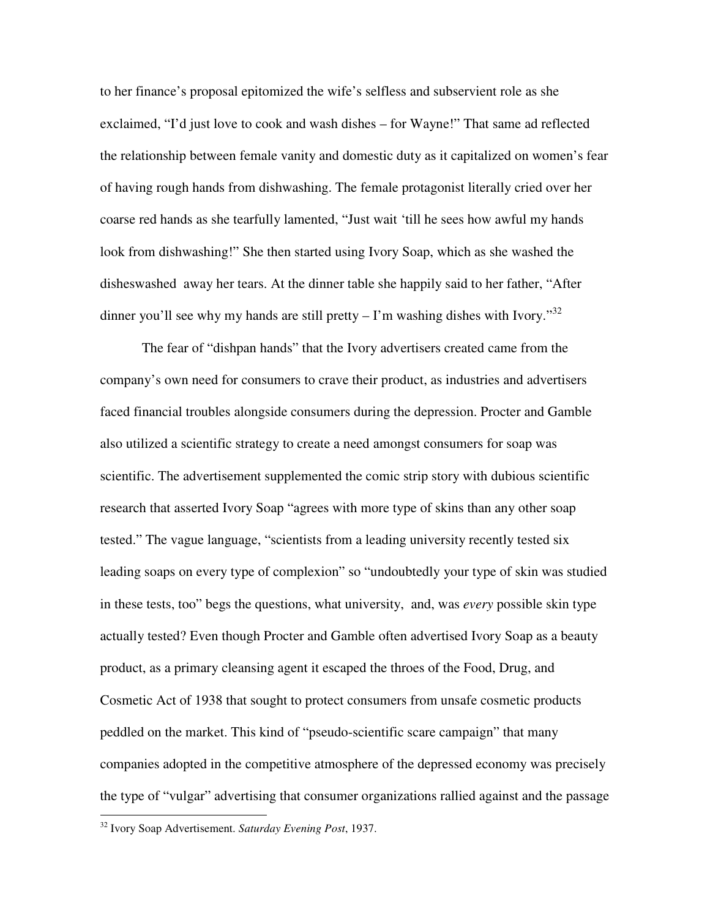to her finance's proposal epitomized the wife's selfless and subservient role as she exclaimed, "I'd just love to cook and wash dishes – for Wayne!" That same ad reflected the relationship between female vanity and domestic duty as it capitalized on women's fear of having rough hands from dishwashing. The female protagonist literally cried over her coarse red hands as she tearfully lamented, "Just wait 'till he sees how awful my hands look from dishwashing!" She then started using Ivory Soap, which as she washed the disheswashed  away her tears. At the dinner table she happily said to her father, "After dinner you'll see why my hands are still pretty – I'm washing dishes with Ivory."[32]

The fear of "dishpan hands" that the Ivory advertisers created came from the company's own need for consumers to crave their product, as industries and advertisers faced financial troubles alongside consumers during the depression. Procter and Gamble also utilized a scientific strategy to create a need amongst consumers for soap was scientific. The advertisement supplemented the comic strip story with dubious scientific research that asserted Ivory Soap "agrees with more type of skins than any other soap tested." The vague language, "scientists from a leading university recently tested six leading soaps on every type of complexion" so "undoubtedly your type of skin was studied in these tests, too" begs the questions, what university,  and, was *every* possible skin type actually tested? Even though Procter and Gamble often advertised Ivory Soap as a beauty product, as a primary cleansing agent it escaped the throes of the Food, Drug, and Cosmetic Act of 1938 that sought to protect consumers from unsafe cosmetic products peddled on the market. This kind of "pseudo-scientific scare campaign" that many companies adopted in the competitive atmosphere of the depressed economy was precisely the type of "vulgar" advertising that consumer organizations rallied against and the passage

[32] Ivory Soap Advertisement. *Saturday Evening Post*, 1937.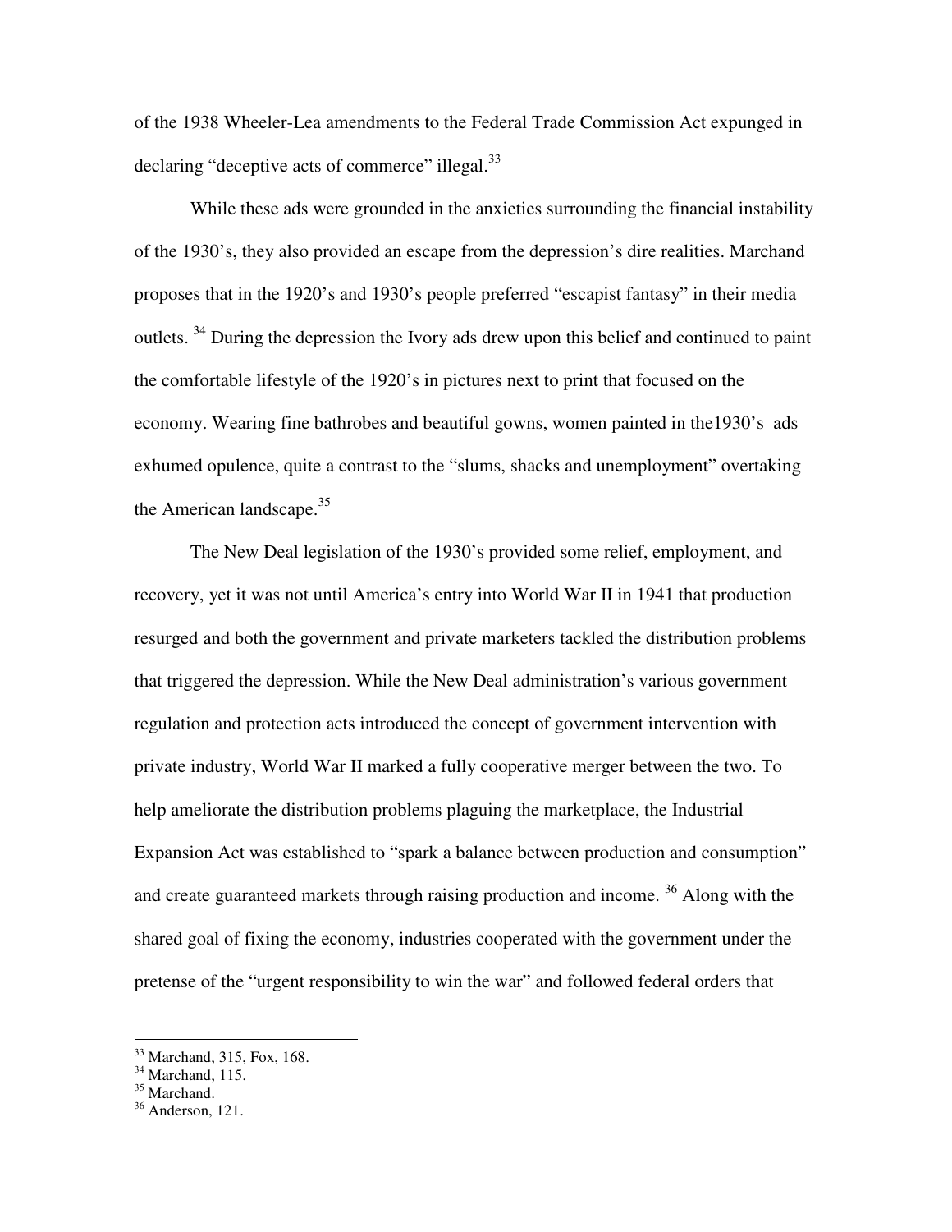of the 1938 Wheeler-Lea amendments to the Federal Trade Commission Act expunged in declaring "deceptive acts of commerce" illegal.[33]

While these ads were grounded in the anxieties surrounding the financial instability of the 1930's, they also provided an escape from the depression's dire realities. Marchand proposes that in the 1920's and 1930's people preferred "escapist fantasy" in their media outlets. [34] During the depression the Ivory ads drew upon this belief and continued to paint the comfortable lifestyle of the 1920's in pictures next to print that focused on the economy. Wearing fine bathrobes and beautiful gowns, women painted in the1930's ads exhumed opulence, quite a contrast to the "slums, shacks and unemployment" overtaking the American landscape.[35]

The New Deal legislation of the 1930's provided some relief, employment, and recovery, yet it was not until America's entry into World War II in 1941 that production resurged and both the government and private marketers tackled the distribution problems that triggered the depression. While the New Deal administration's various government regulation and protection acts introduced the concept of government intervention with private industry, World War II marked a fully cooperative merger between the two. To help ameliorate the distribution problems plaguing the marketplace, the Industrial Expansion Act was established to "spark a balance between production and consumption" and create guaranteed markets through raising production and income. [36] Along with the shared goal of fixing the economy, industries cooperated with the government under the pretense of the "urgent responsibility to win the war" and followed federal orders that

---

[33] Marchand, 315, Fox, 168.
[34] Marchand, 115.
[35] Marchand.
[36] Anderson, 121.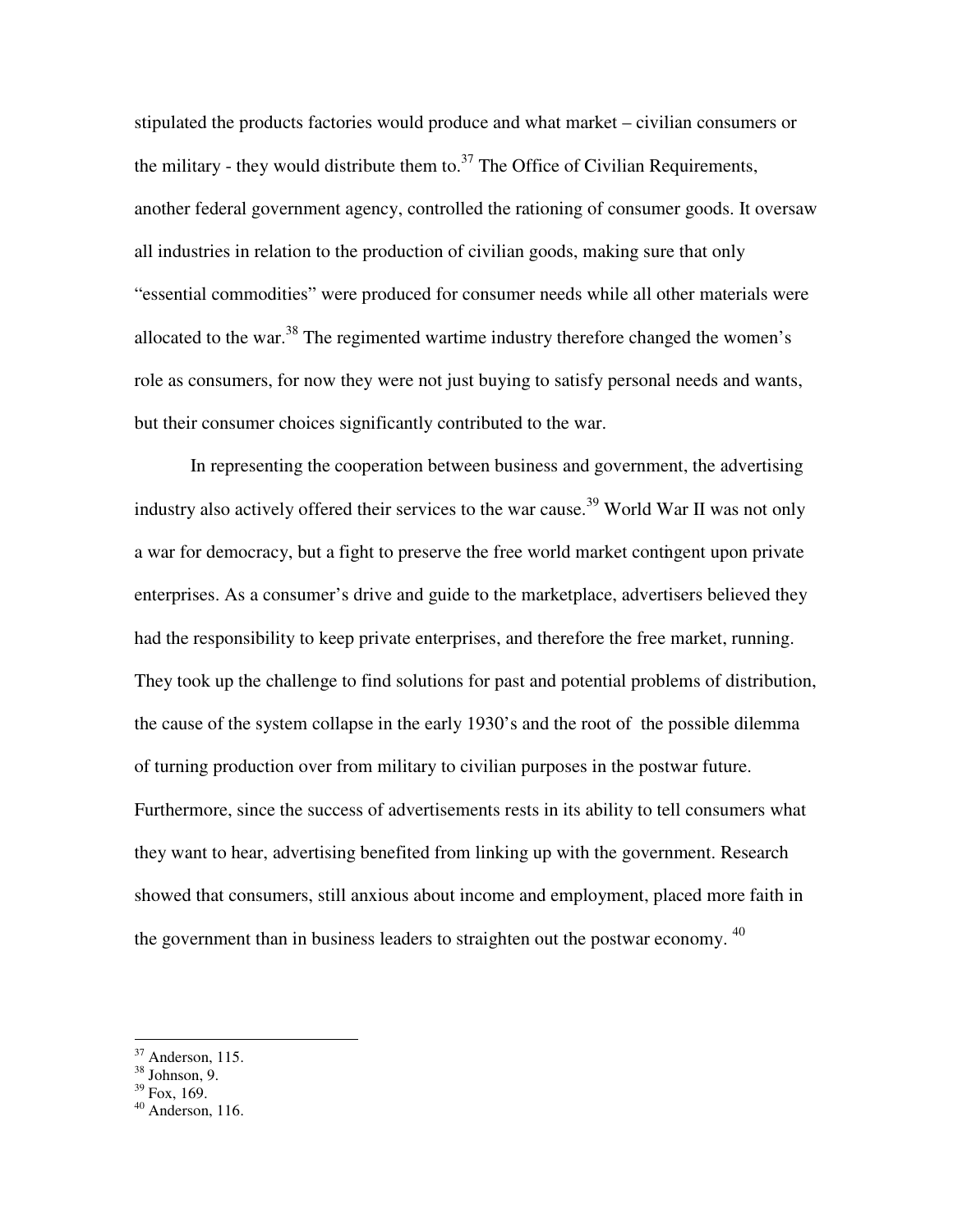stipulated the products factories would produce and what market – civilian consumers or the military - they would distribute them to.[37] The Office of Civilian Requirements, another federal government agency, controlled the rationing of consumer goods. It oversaw all industries in relation to the production of civilian goods, making sure that only "essential commodities" were produced for consumer needs while all other materials were allocated to the war.[38] The regimented wartime industry therefore changed the women's role as consumers, for now they were not just buying to satisfy personal needs and wants, but their consumer choices significantly contributed to the war.

In representing the cooperation between business and government, the advertising industry also actively offered their services to the war cause.[39] World War II was not only a war for democracy, but a fight to preserve the free world market contingent upon private enterprises. As a consumer's drive and guide to the marketplace, advertisers believed they had the responsibility to keep private enterprises, and therefore the free market, running. They took up the challenge to find solutions for past and potential problems of distribution, the cause of the system collapse in the early 1930's and the root of the possible dilemma of turning production over from military to civilian purposes in the postwar future. Furthermore, since the success of advertisements rests in its ability to tell consumers what they want to hear, advertising benefited from linking up with the government. Research showed that consumers, still anxious about income and employment, placed more faith in the government than in business leaders to straighten out the postwar economy. [40]

---

[37] Anderson, 115.
[38] Johnson, 9.
[39] Fox, 169.
[40] Anderson, 116.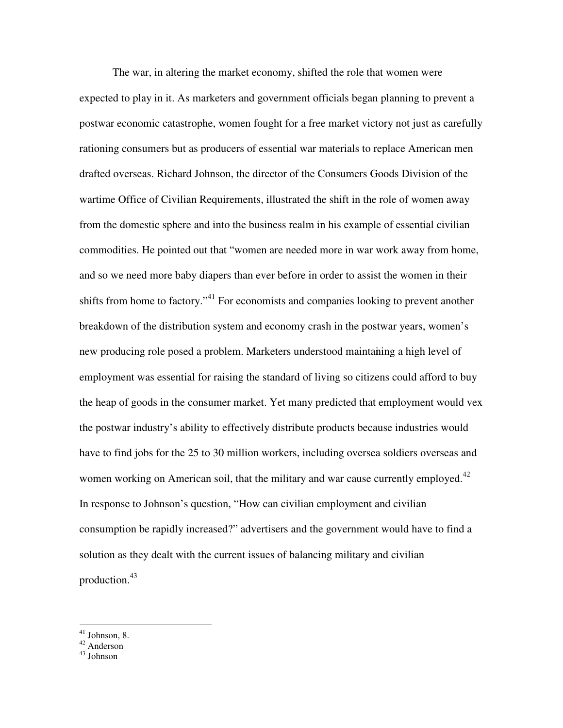The war, in altering the market economy, shifted the role that women were expected to play in it. As marketers and government officials began planning to prevent a postwar economic catastrophe, women fought for a free market victory not just as carefully rationing consumers but as producers of essential war materials to replace American men drafted overseas. Richard Johnson, the director of the Consumers Goods Division of the wartime Office of Civilian Requirements, illustrated the shift in the role of women away from the domestic sphere and into the business realm in his example of essential civilian commodities. He pointed out that "women are needed more in war work away from home, and so we need more baby diapers than ever before in order to assist the women in their shifts from home to factory."[41] For economists and companies looking to prevent another breakdown of the distribution system and economy crash in the postwar years, women's new producing role posed a problem. Marketers understood maintaining a high level of employment was essential for raising the standard of living so citizens could afford to buy the heap of goods in the consumer market. Yet many predicted that employment would vex the postwar industry's ability to effectively distribute products because industries would have to find jobs for the 25 to 30 million workers, including oversea soldiers overseas and women working on American soil, that the military and war cause currently employed.[42] In response to Johnson's question, "How can civilian employment and civilian consumption be rapidly increased?" advertisers and the government would have to find a solution as they dealt with the current issues of balancing military and civilian production.[43]

---

[41] Johnson, 8.
[42] Anderson
[43] Johnson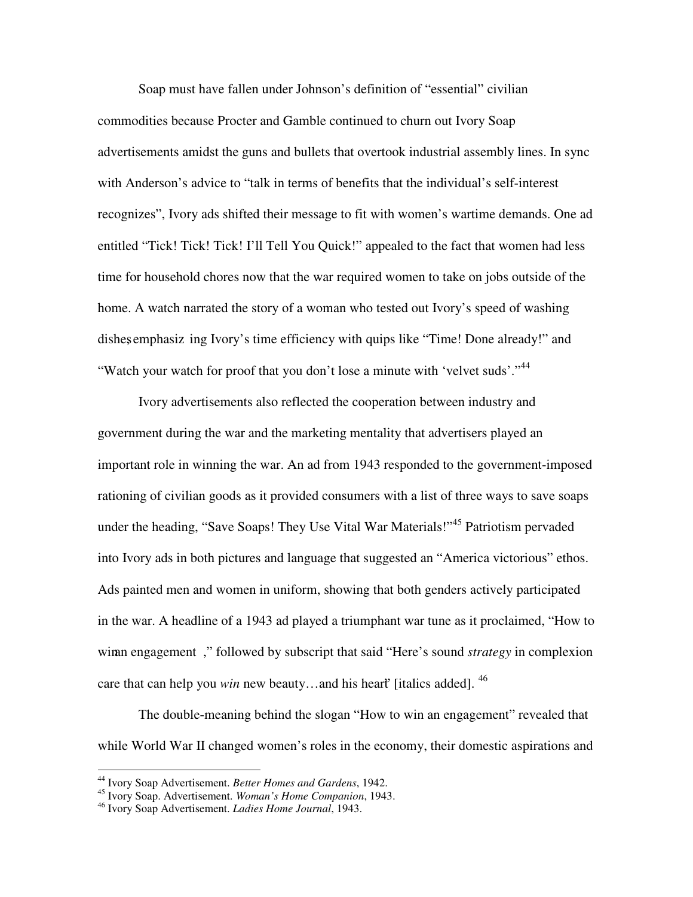Soap must have fallen under Johnson's definition of "essential" civilian commodities because Procter and Gamble continued to churn out Ivory Soap advertisements amidst the guns and bullets that overtook industrial assembly lines. In sync with Anderson's advice to "talk in terms of benefits that the individual's self-interest recognizes", Ivory ads shifted their message to fit with women's wartime demands. One ad entitled "Tick! Tick! Tick! I'll Tell You Quick!" appealed to the fact that women had less time for household chores now that the war required women to take on jobs outside of the home. A watch narrated the story of a woman who tested out Ivory's speed of washing dishes, emphasizing Ivory's time efficiency with quips like "Time! Done already!" and "Watch your watch for proof that you don't lose a minute with 'velvet suds'."[44]

Ivory advertisements also reflected the cooperation between industry and government during the war and the marketing mentality that advertisers played an important role in winning the war. An ad from 1943 responded to the government-imposed rationing of civilian goods as it provided consumers with a list of three ways to save soaps under the heading, "Save Soaps! They Use Vital War Materials!"[45] Patriotism pervaded into Ivory ads in both pictures and language that suggested an "America victorious" ethos. Ads painted men and women in uniform, showing that both genders actively participated in the war. A headline of a 1943 ad played a triumphant war tune as it proclaimed, "How to win an engagement," followed by subscript that said "Here's sound *strategy* in complexion care that can help you *win* new beauty…and his heart" [italics added]. [46]

The double-meaning behind the slogan "How to win an engagement" revealed that while World War II changed women's roles in the economy, their domestic aspirations and

---

[44] Ivory Soap Advertisement. *Better Homes and Gardens*, 1942.
[45] Ivory Soap. Advertisement. *Woman's Home Companion*, 1943.
[46] Ivory Soap Advertisement. *Ladies Home Journal*, 1943.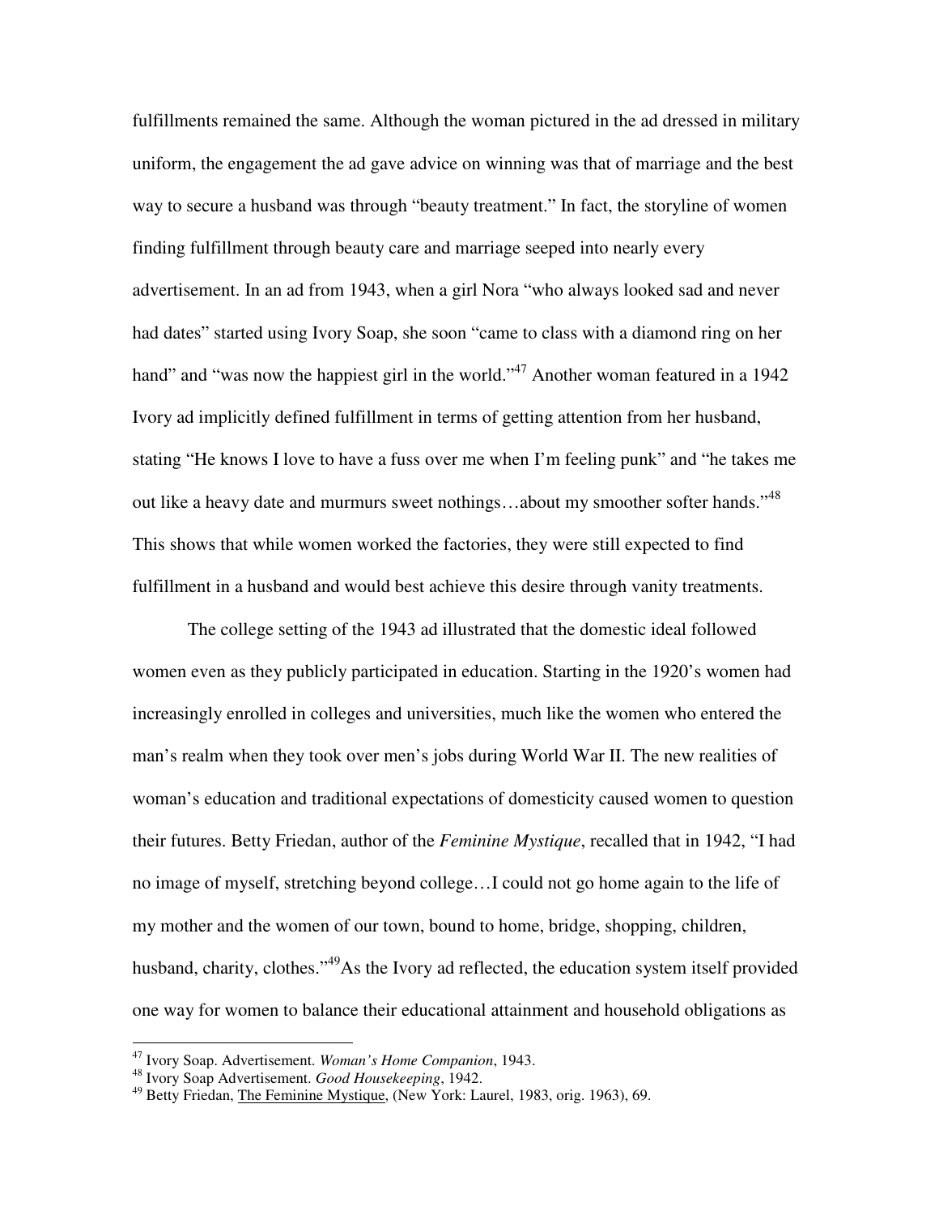fulfillments remained the same. Although the woman pictured in the ad dressed in military uniform, the engagement the ad gave advice on winning was that of marriage and the best way to secure a husband was through "beauty treatment." In fact, the storyline of women finding fulfillment through beauty care and marriage seeped into nearly every advertisement. In an ad from 1943, when a girl Nora "who always looked sad and never had dates" started using Ivory Soap, she soon "came to class with a diamond ring on her hand" and "was now the happiest girl in the world."[47] Another woman featured in a 1942 Ivory ad implicitly defined fulfillment in terms of getting attention from her husband, stating "He knows I love to have a fuss over me when I'm feeling punk" and "he takes me out like a heavy date and murmurs sweet nothings…about my smoother softer hands."[48] This shows that while women worked the factories, they were still expected to find fulfillment in a husband and would best achieve this desire through vanity treatments.

The college setting of the 1943 ad illustrated that the domestic ideal followed women even as they publicly participated in education. Starting in the 1920's women had increasingly enrolled in colleges and universities, much like the women who entered the man's realm when they took over men's jobs during World War II. The new realities of woman's education and traditional expectations of domesticity caused women to question their futures. Betty Friedan, author of the *Feminine Mystique*, recalled that in 1942, "I had no image of myself, stretching beyond college…I could not go home again to the life of my mother and the women of our town, bound to home, bridge, shopping, children, husband, charity, clothes."[49]As the Ivory ad reflected, the education system itself provided one way for women to balance their educational attainment and household obligations as

---

[47] Ivory Soap. Advertisement. *Woman's Home Companion*, 1943.

[48] Ivory Soap Advertisement. *Good Housekeeping*, 1942.

[49] Betty Friedan, The Feminine Mystique, (New York: Laurel, 1983, orig. 1963), 69.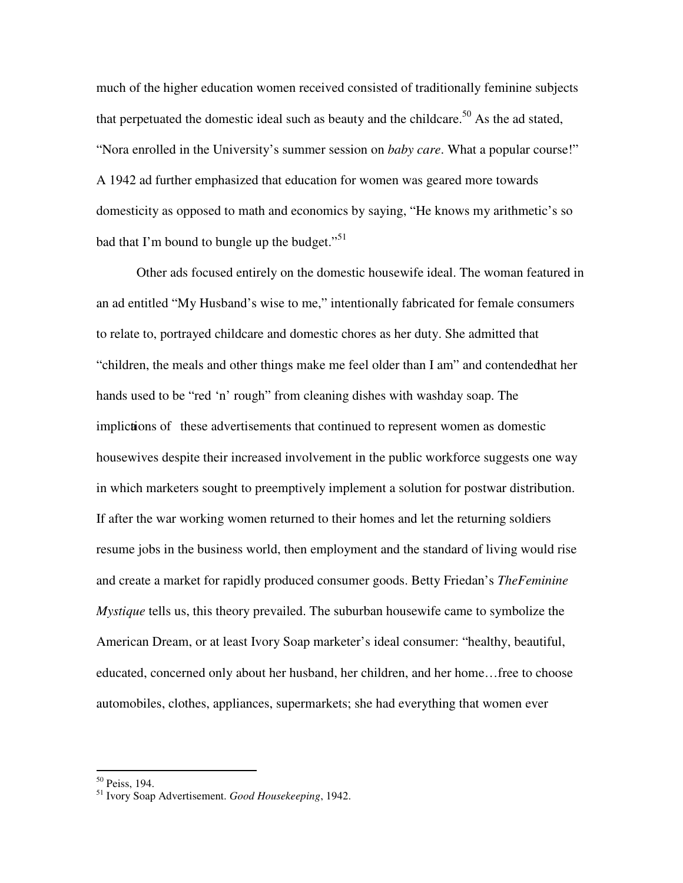much of the higher education women received consisted of traditionally feminine subjects that perpetuated the domestic ideal such as beauty and the childcare.[50] As the ad stated, "Nora enrolled in the University's summer session on *baby care*. What a popular course!" A 1942 ad further emphasized that education for women was geared more towards domesticity as opposed to math and economics by saying, "He knows my arithmetic's so bad that I'm bound to bungle up the budget."[51]

Other ads focused entirely on the domestic housewife ideal. The woman featured in an ad entitled "My Husband's wise to me," intentionally fabricated for female consumers to relate to, portrayed childcare and domestic chores as her duty. She admitted that "children, the meals and other things make me feel older than I am" and contendedthat her hands used to be "red 'n' rough" from cleaning dishes with washday soap. The implictions of these advertisements that continued to represent women as domestic housewives despite their increased involvement in the public workforce suggests one way in which marketers sought to preemptively implement a solution for postwar distribution. If after the war working women returned to their homes and let the returning soldiers resume jobs in the business world, then employment and the standard of living would rise and create a market for rapidly produced consumer goods. Betty Friedan's *TheFeminine Mystique* tells us, this theory prevailed. The suburban housewife came to symbolize the American Dream, or at least Ivory Soap marketer's ideal consumer: "healthy, beautiful, educated, concerned only about her husband, her children, and her home…free to choose automobiles, clothes, appliances, supermarkets; she had everything that women ever

---

[50] Peiss, 194.

[51] Ivory Soap Advertisement. *Good Housekeeping*, 1942.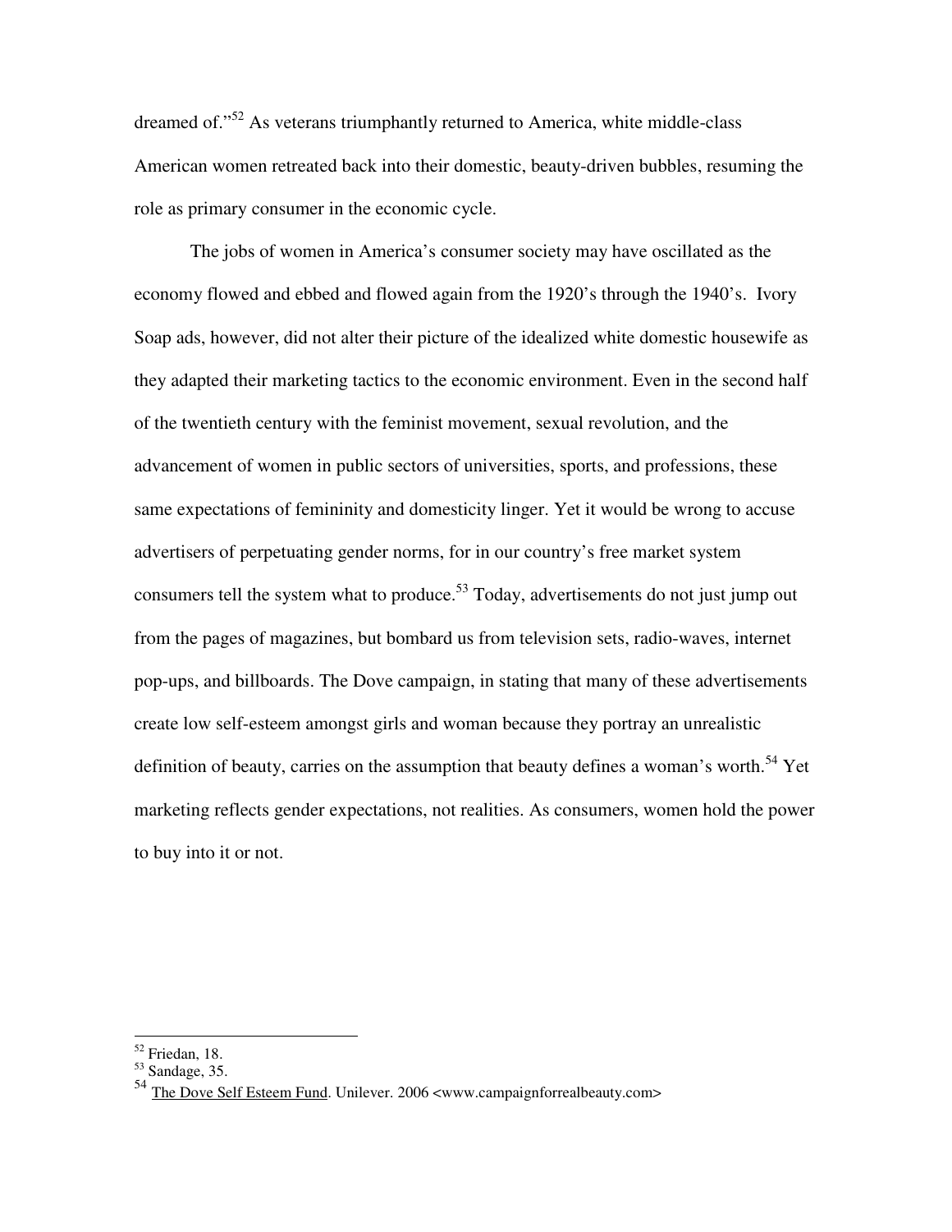dreamed of."[52] As veterans triumphantly returned to America, white middle-class American women retreated back into their domestic, beauty-driven bubbles, resuming the role as primary consumer in the economic cycle.

The jobs of women in America's consumer society may have oscillated as the economy flowed and ebbed and flowed again from the 1920's through the 1940's. Ivory Soap ads, however, did not alter their picture of the idealized white domestic housewife as they adapted their marketing tactics to the economic environment. Even in the second half of the twentieth century with the feminist movement, sexual revolution, and the advancement of women in public sectors of universities, sports, and professions, these same expectations of femininity and domesticity linger. Yet it would be wrong to accuse advertisers of perpetuating gender norms, for in our country's free market system consumers tell the system what to produce.[53] Today, advertisements do not just jump out from the pages of magazines, but bombard us from television sets, radio-waves, internet pop-ups, and billboards. The Dove campaign, in stating that many of these advertisements create low self-esteem amongst girls and woman because they portray an unrealistic definition of beauty, carries on the assumption that beauty defines a woman's worth.[54] Yet marketing reflects gender expectations, not realities. As consumers, women hold the power to buy into it or not.

---

[52] Friedan, 18.

[53] Sandage, 35.

[54] The Dove Self Esteem Fund. Unilever. 2006 <www.campaignforrealbeauty.com>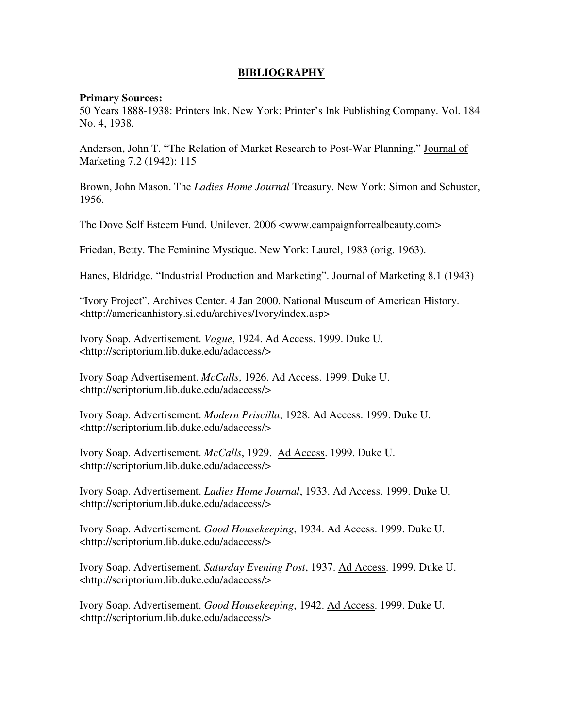# BIBLIOGRAPHY

**Primary Sources:**

50 Years 1888-1938: Printers Ink. New York: Printer's Ink Publishing Company. Vol. 184 No. 4, 1938.

Anderson, John T. "The Relation of Market Research to Post-War Planning." Journal of Marketing 7.2 (1942): 115

Brown, John Mason. The *Ladies Home Journal* Treasury. New York: Simon and Schuster, 1956.

The Dove Self Esteem Fund. Unilever. 2006 <www.campaignforrealbeauty.com>

Friedan, Betty. The Feminine Mystique. New York: Laurel, 1983 (orig. 1963).

Hanes, Eldridge. "Industrial Production and Marketing". Journal of Marketing 8.1 (1943)

"Ivory Project". Archives Center. 4 Jan 2000. National Museum of American History. <http://americanhistory.si.edu/archives/Ivory/index.asp>

Ivory Soap. Advertisement. *Vogue*, 1924. Ad Access. 1999. Duke U. <http://scriptorium.lib.duke.edu/adaccess/>

Ivory Soap Advertisement. *McCalls*, 1926. Ad Access. 1999. Duke U. <http://scriptorium.lib.duke.edu/adaccess/>

Ivory Soap. Advertisement. *Modern Priscilla*, 1928. Ad Access. 1999. Duke U. <http://scriptorium.lib.duke.edu/adaccess/>

Ivory Soap. Advertisement. *McCalls*, 1929. Ad Access. 1999. Duke U. <http://scriptorium.lib.duke.edu/adaccess/>

Ivory Soap. Advertisement. *Ladies Home Journal*, 1933. Ad Access. 1999. Duke U. <http://scriptorium.lib.duke.edu/adaccess/>

Ivory Soap. Advertisement. *Good Housekeeping*, 1934. Ad Access. 1999. Duke U. <http://scriptorium.lib.duke.edu/adaccess/>

Ivory Soap. Advertisement. *Saturday Evening Post*, 1937. Ad Access. 1999. Duke U. <http://scriptorium.lib.duke.edu/adaccess/>

Ivory Soap. Advertisement. *Good Housekeeping*, 1942. Ad Access. 1999. Duke U. <http://scriptorium.lib.duke.edu/adaccess/>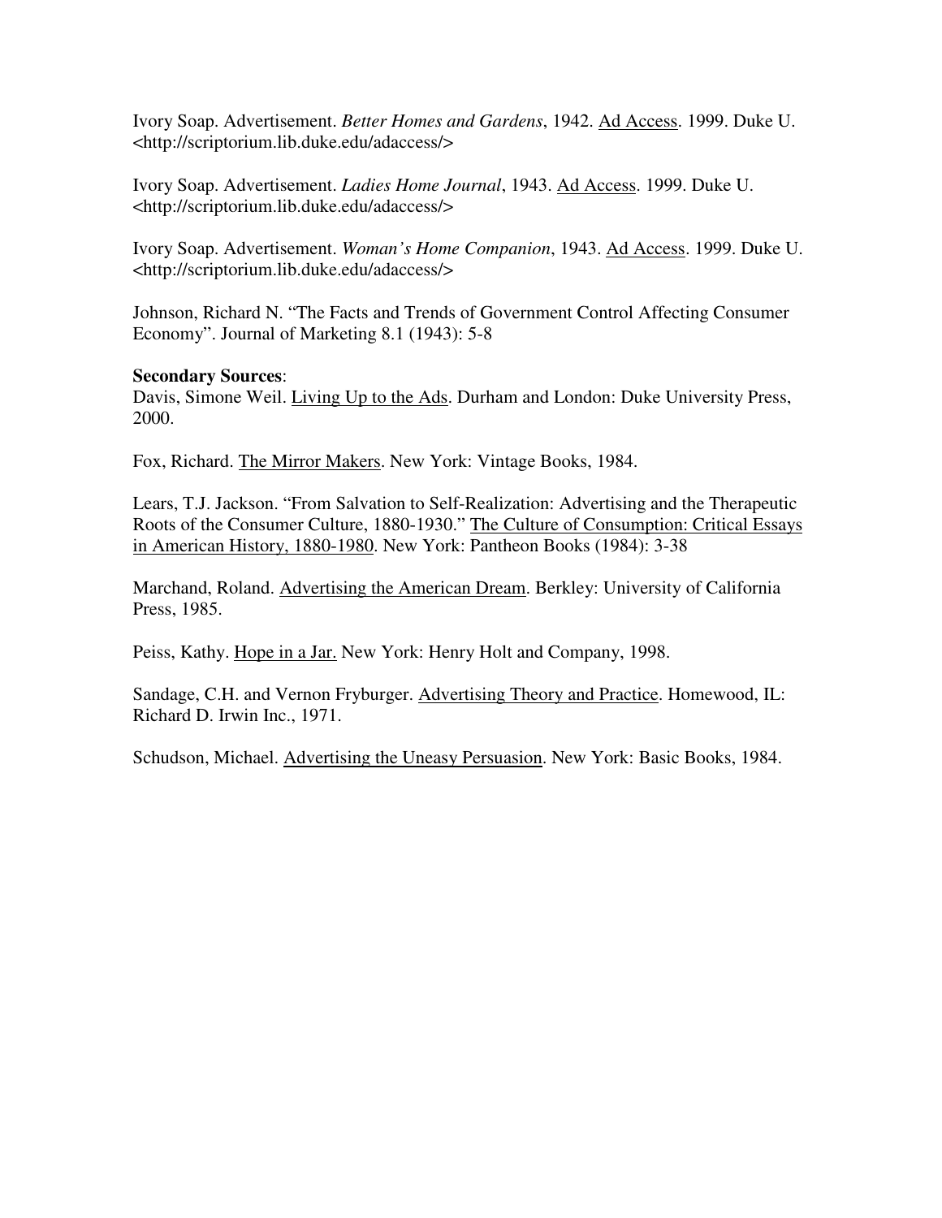Ivory Soap. Advertisement. *Better Homes and Gardens*, 1942. Ad Access. 1999. Duke U. <http://scriptorium.lib.duke.edu/adaccess/>

Ivory Soap. Advertisement. *Ladies Home Journal*, 1943. Ad Access. 1999. Duke U. <http://scriptorium.lib.duke.edu/adaccess/>

Ivory Soap. Advertisement. *Woman's Home Companion*, 1943. Ad Access. 1999. Duke U. <http://scriptorium.lib.duke.edu/adaccess/>

Johnson, Richard N. "The Facts and Trends of Government Control Affecting Consumer Economy". Journal of Marketing 8.1 (1943): 5-8

**Secondary Sources**:

Davis, Simone Weil. Living Up to the Ads. Durham and London: Duke University Press, 2000.

Fox, Richard. The Mirror Makers. New York: Vintage Books, 1984.

Lears, T.J. Jackson. "From Salvation to Self-Realization: Advertising and the Therapeutic Roots of the Consumer Culture, 1880-1930." The Culture of Consumption: Critical Essays in American History, 1880-1980. New York: Pantheon Books (1984): 3-38

Marchand, Roland. Advertising the American Dream. Berkley: University of California Press, 1985.

Peiss, Kathy. Hope in a Jar. New York: Henry Holt and Company, 1998.

Sandage, C.H. and Vernon Fryburger. Advertising Theory and Practice. Homewood, IL: Richard D. Irwin Inc., 1971.

Schudson, Michael. Advertising the Uneasy Persuasion. New York: Basic Books, 1984.